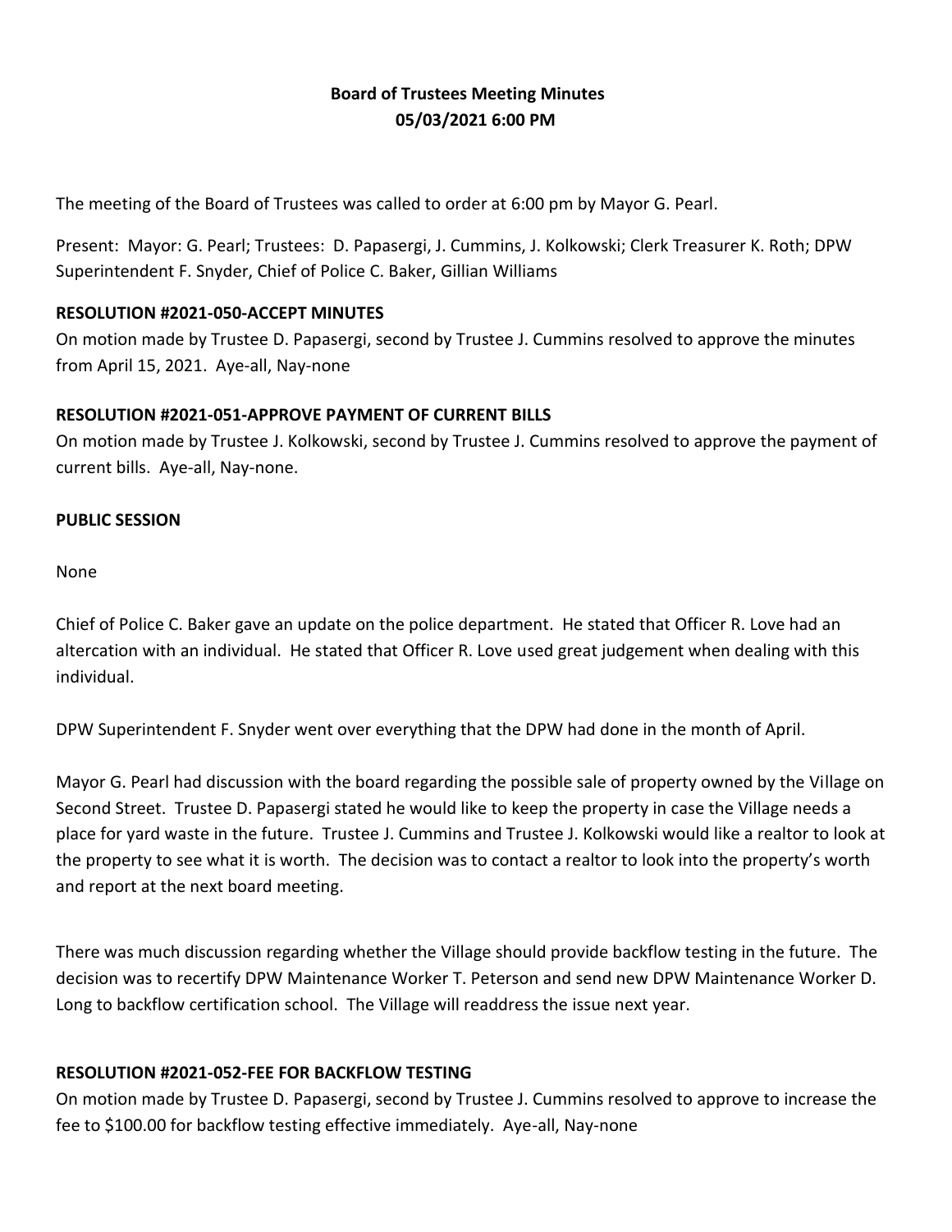**Board of Trustees Meeting Minutes**
**05/03/2021 6:00 PM**

The meeting of the Board of Trustees was called to order at 6:00 pm by Mayor G. Pearl.

Present: Mayor: G. Pearl; Trustees: D. Papasergi, J. Cummins, J. Kolkowski; Clerk Treasurer K. Roth; DPW Superintendent F. Snyder, Chief of Police C. Baker, Gillian Williams

**RESOLUTION #2021-050-ACCEPT MINUTES**

On motion made by Trustee D. Papasergi, second by Trustee J. Cummins resolved to approve the minutes from April 15, 2021. Aye-all, Nay-none

**RESOLUTION #2021-051-APPROVE PAYMENT OF CURRENT BILLS**

On motion made by Trustee J. Kolkowski, second by Trustee J. Cummins resolved to approve the payment of current bills. Aye-all, Nay-none.

**PUBLIC SESSION**

None

Chief of Police C. Baker gave an update on the police department. He stated that Officer R. Love had an altercation with an individual. He stated that Officer R. Love used great judgement when dealing with this individual.

DPW Superintendent F. Snyder went over everything that the DPW had done in the month of April.

Mayor G. Pearl had discussion with the board regarding the possible sale of property owned by the Village on Second Street. Trustee D. Papasergi stated he would like to keep the property in case the Village needs a place for yard waste in the future. Trustee J. Cummins and Trustee J. Kolkowski would like a realtor to look at the property to see what it is worth. The decision was to contact a realtor to look into the property's worth and report at the next board meeting.

There was much discussion regarding whether the Village should provide backflow testing in the future. The decision was to recertify DPW Maintenance Worker T. Peterson and send new DPW Maintenance Worker D. Long to backflow certification school. The Village will readdress the issue next year.

**RESOLUTION #2021-052-FEE FOR BACKFLOW TESTING**

On motion made by Trustee D. Papasergi, second by Trustee J. Cummins resolved to approve to increase the fee to $100.00 for backflow testing effective immediately. Aye-all, Nay-none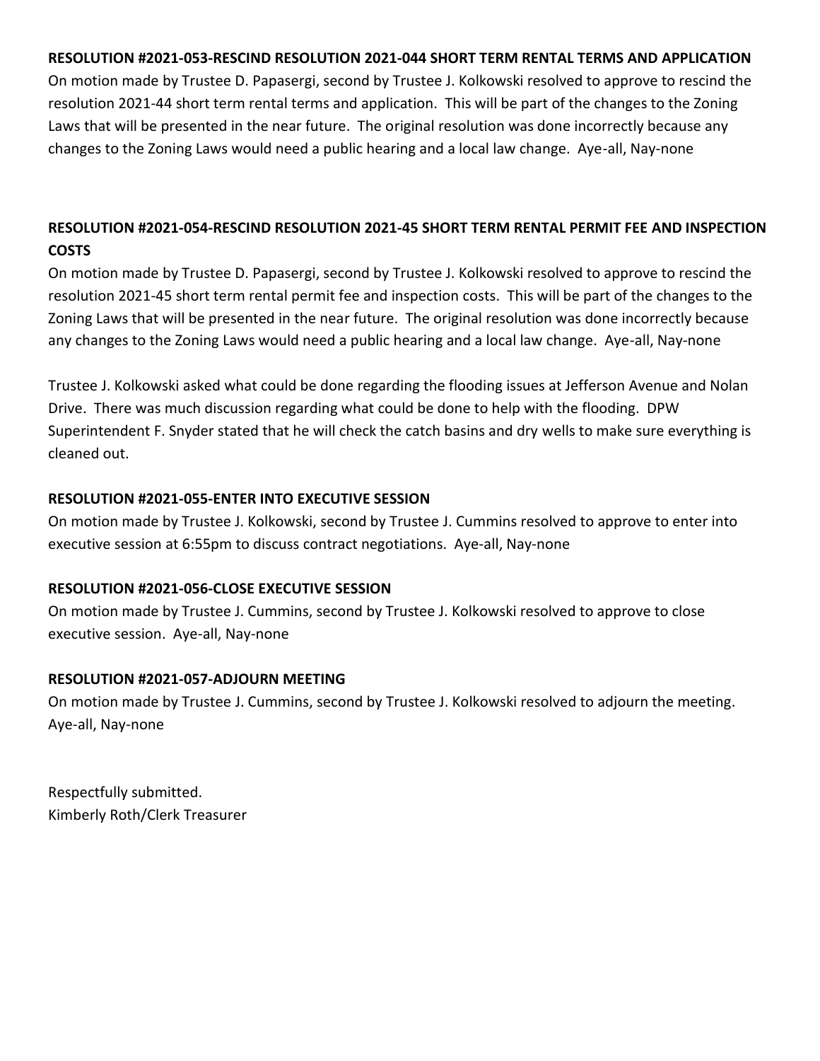**RESOLUTION #2021-053-RESCIND RESOLUTION 2021-044 SHORT TERM RENTAL TERMS AND APPLICATION**

On motion made by Trustee D. Papasergi, second by Trustee J. Kolkowski resolved to approve to rescind the resolution 2021-44 short term rental terms and application. This will be part of the changes to the Zoning Laws that will be presented in the near future. The original resolution was done incorrectly because any changes to the Zoning Laws would need a public hearing and a local law change. Aye-all, Nay-none

**RESOLUTION #2021-054-RESCIND RESOLUTION 2021-45 SHORT TERM RENTAL PERMIT FEE AND INSPECTION COSTS**

On motion made by Trustee D. Papasergi, second by Trustee J. Kolkowski resolved to approve to rescind the resolution 2021-45 short term rental permit fee and inspection costs. This will be part of the changes to the Zoning Laws that will be presented in the near future. The original resolution was done incorrectly because any changes to the Zoning Laws would need a public hearing and a local law change. Aye-all, Nay-none

Trustee J. Kolkowski asked what could be done regarding the flooding issues at Jefferson Avenue and Nolan Drive. There was much discussion regarding what could be done to help with the flooding. DPW Superintendent F. Snyder stated that he will check the catch basins and dry wells to make sure everything is cleaned out.

**RESOLUTION #2021-055-ENTER INTO EXECUTIVE SESSION**

On motion made by Trustee J. Kolkowski, second by Trustee J. Cummins resolved to approve to enter into executive session at 6:55pm to discuss contract negotiations. Aye-all, Nay-none

**RESOLUTION #2021-056-CLOSE EXECUTIVE SESSION**

On motion made by Trustee J. Cummins, second by Trustee J. Kolkowski resolved to approve to close executive session. Aye-all, Nay-none

**RESOLUTION #2021-057-ADJOURN MEETING**

On motion made by Trustee J. Cummins, second by Trustee J. Kolkowski resolved to adjourn the meeting. Aye-all, Nay-none

Respectfully submitted.
Kimberly Roth/Clerk Treasurer